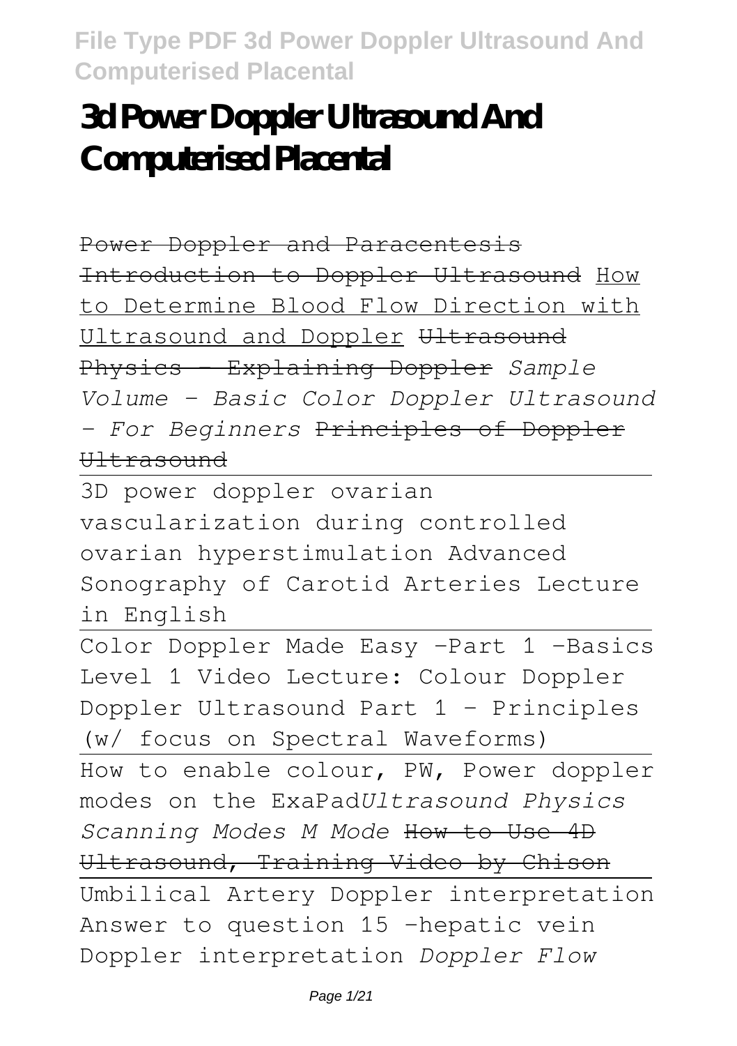# 3d Power Doppler Ultrasound And Computerised Placental

~~Power Doppler and Paracentesis~~ ~~Introduction to Doppler Ultrasound~~ How to Determine Blood Flow Direction with Ultrasound and Doppler ~~Ultrasound Physics - Explaining Doppler~~ *Sample Volume - Basic Color Doppler Ultrasound - For Beginners* ~~Principles of Doppler Ultrasound~~

3D power doppler ovarian vascularization during controlled ovarian hyperstimulation Advanced Sonography of Carotid Arteries Lecture in English

Color Doppler Made Easy -Part 1 -Basics Level 1 Video Lecture: Colour Doppler Doppler Ultrasound Part 1 - Principles (w/ focus on Spectral Waveforms)

How to enable colour, PW, Power doppler modes on the ExaPad*Ultrasound Physics Scanning Modes M Mode* ~~How to Use 4D Ultrasound, Training Video by Chison~~

Umbilical Artery Doppler interpretation Answer to question 15 -hepatic vein Doppler interpretation *Doppler Flow*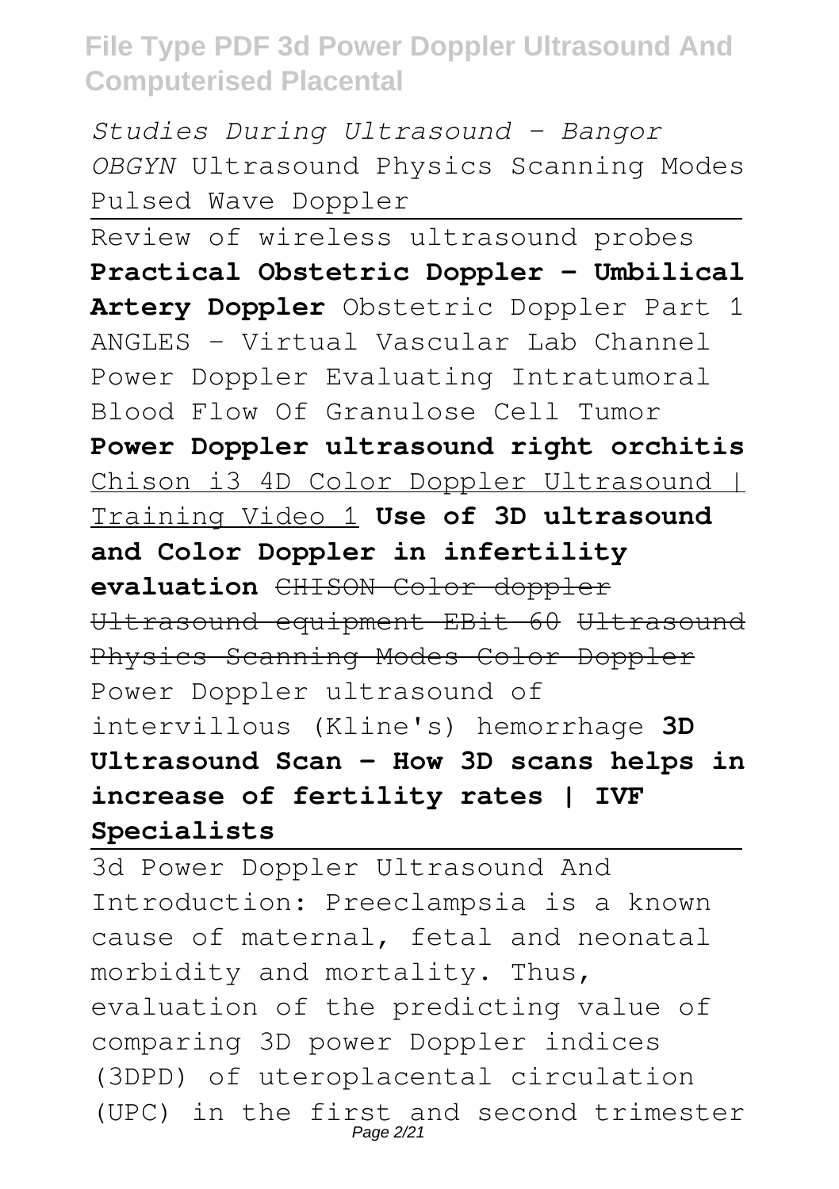*Studies During Ultrasound - Bangor OBGYN* Ultrasound Physics Scanning Modes Pulsed Wave Doppler

Review of wireless ultrasound probes **Practical Obstetric Doppler - Umbilical Artery Doppler** Obstetric Doppler Part 1 ANGLES - Virtual Vascular Lab Channel Power Doppler Evaluating Intratumoral Blood Flow Of Granulose Cell Tumor **Power Doppler ultrasound right orchitis** Chison i3 4D Color Doppler Ultrasound | Training Video 1 **Use of 3D ultrasound and Color Doppler in infertility evaluation** ~~CHISON Color doppler Ultrasound equipment EBit 60~~ ~~Ultrasound Physics Scanning Modes Color Doppler~~ Power Doppler ultrasound of intervillous (Kline's) hemorrhage **3D Ultrasound Scan - How 3D scans helps in increase of fertility rates | IVF Specialists**

3d Power Doppler Ultrasound And
Introduction: Preeclampsia is a known cause of maternal, fetal and neonatal morbidity and mortality. Thus, evaluation of the predicting value of comparing 3D power Doppler indices (3DPD) of uteroplacental circulation (UPC) in the first and second trimester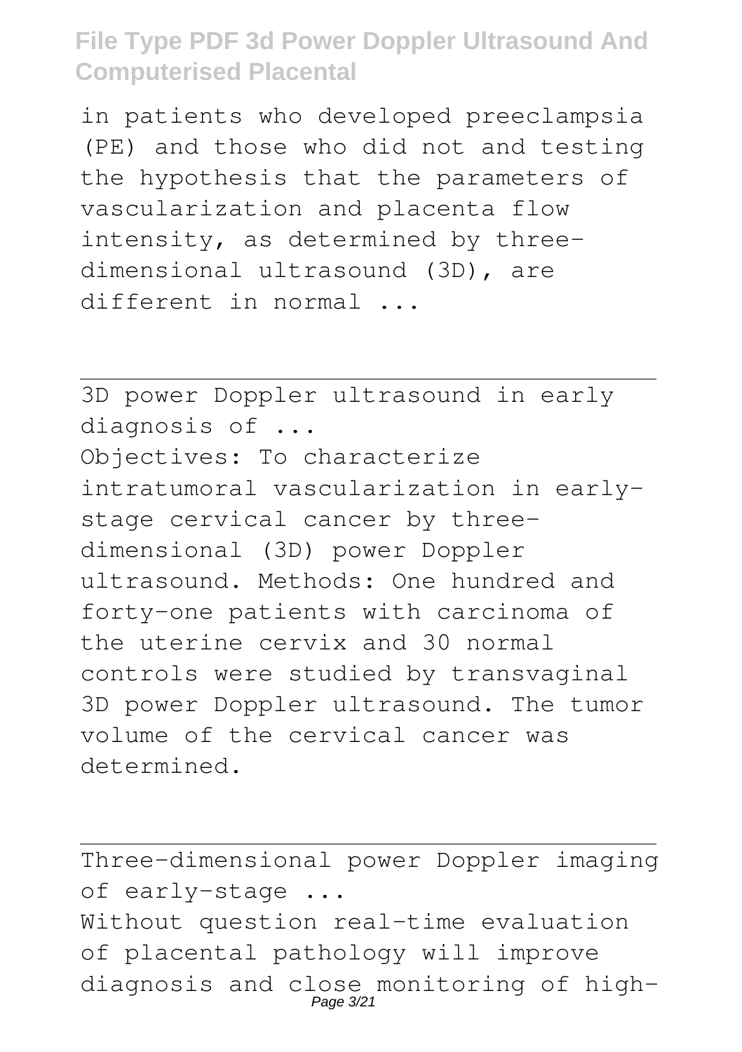in patients who developed preeclampsia (PE) and those who did not and testing the hypothesis that the parameters of vascularization and placenta flow intensity, as determined by three-dimensional ultrasound (3D), are different in normal ...

---

3D power Doppler ultrasound in early diagnosis of ...

Objectives: To characterize intratumoral vascularization in early-stage cervical cancer by three-dimensional (3D) power Doppler ultrasound. Methods: One hundred and forty-one patients with carcinoma of the uterine cervix and 30 normal controls were studied by transvaginal 3D power Doppler ultrasound. The tumor volume of the cervical cancer was determined.

---

Three-dimensional power Doppler imaging of early-stage ...

Without question real-time evaluation of placental pathology will improve diagnosis and close monitoring of high-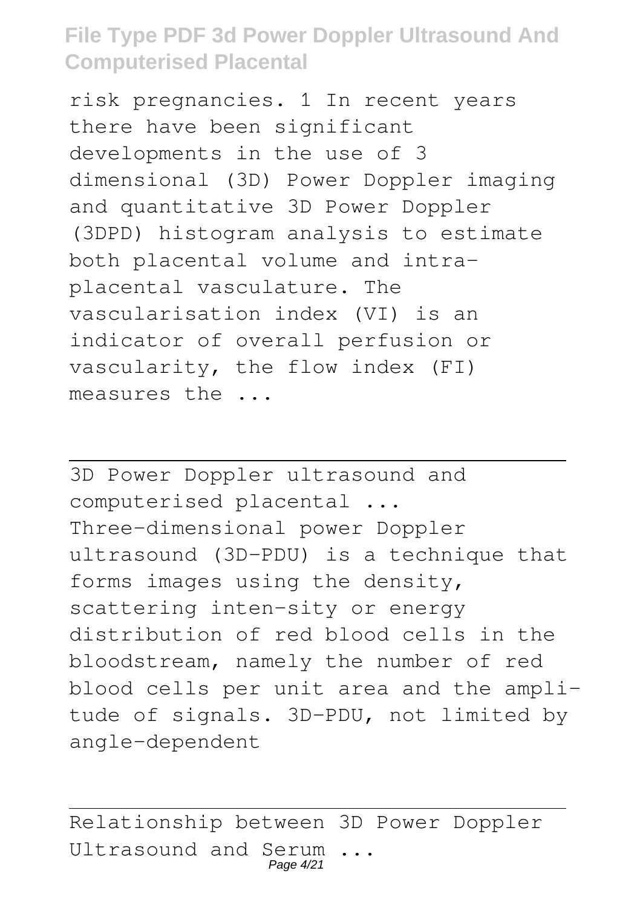risk pregnancies. 1 In recent years there have been significant developments in the use of 3 dimensional (3D) Power Doppler imaging and quantitative 3D Power Doppler (3DPD) histogram analysis to estimate both placental volume and intra-placental vasculature. The vascularisation index (VI) is an indicator of overall perfusion or vascularity, the flow index (FI) measures the ...

---

3D Power Doppler ultrasound and computerised placental ...

Three-dimensional power Doppler ultrasound (3D-PDU) is a technique that forms images using the density, scattering inten-sity or energy distribution of red blood cells in the bloodstream, namely the number of red blood cells per unit area and the ampli-tude of signals. 3D-PDU, not limited by angle-dependent

---

Relationship between 3D Power Doppler Ultrasound and Serum ...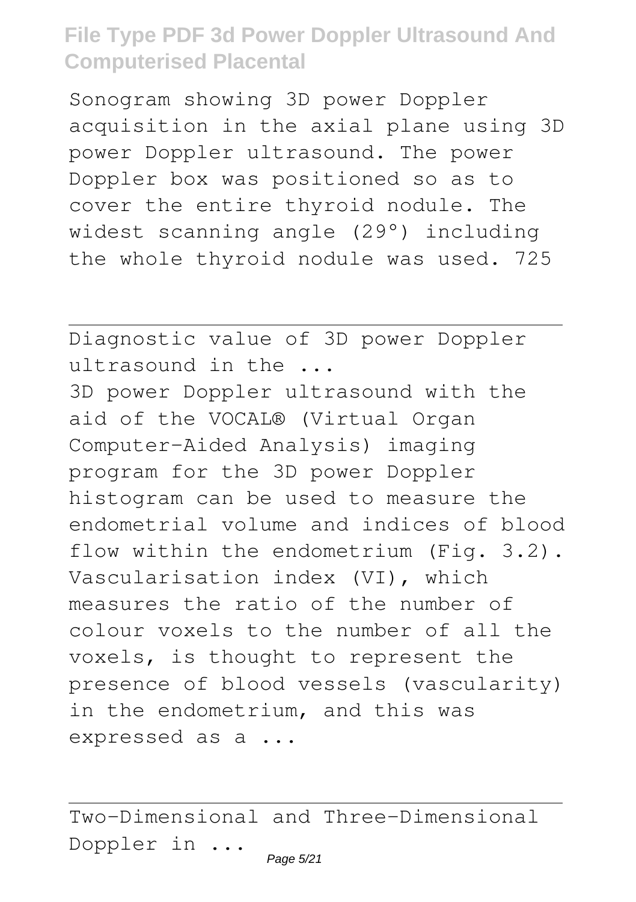Sonogram showing 3D power Doppler acquisition in the axial plane using 3D power Doppler ultrasound. The power Doppler box was positioned so as to cover the entire thyroid nodule. The widest scanning angle (29°) including the whole thyroid nodule was used. 725

Diagnostic value of 3D power Doppler ultrasound in the ...

3D power Doppler ultrasound with the aid of the VOCAL® (Virtual Organ Computer-Aided Analysis) imaging program for the 3D power Doppler histogram can be used to measure the endometrial volume and indices of blood flow within the endometrium (Fig. 3.2). Vascularisation index (VI), which measures the ratio of the number of colour voxels to the number of all the voxels, is thought to represent the presence of blood vessels (vascularity) in the endometrium, and this was expressed as a ...

Two-Dimensional and Three-Dimensional Doppler in ...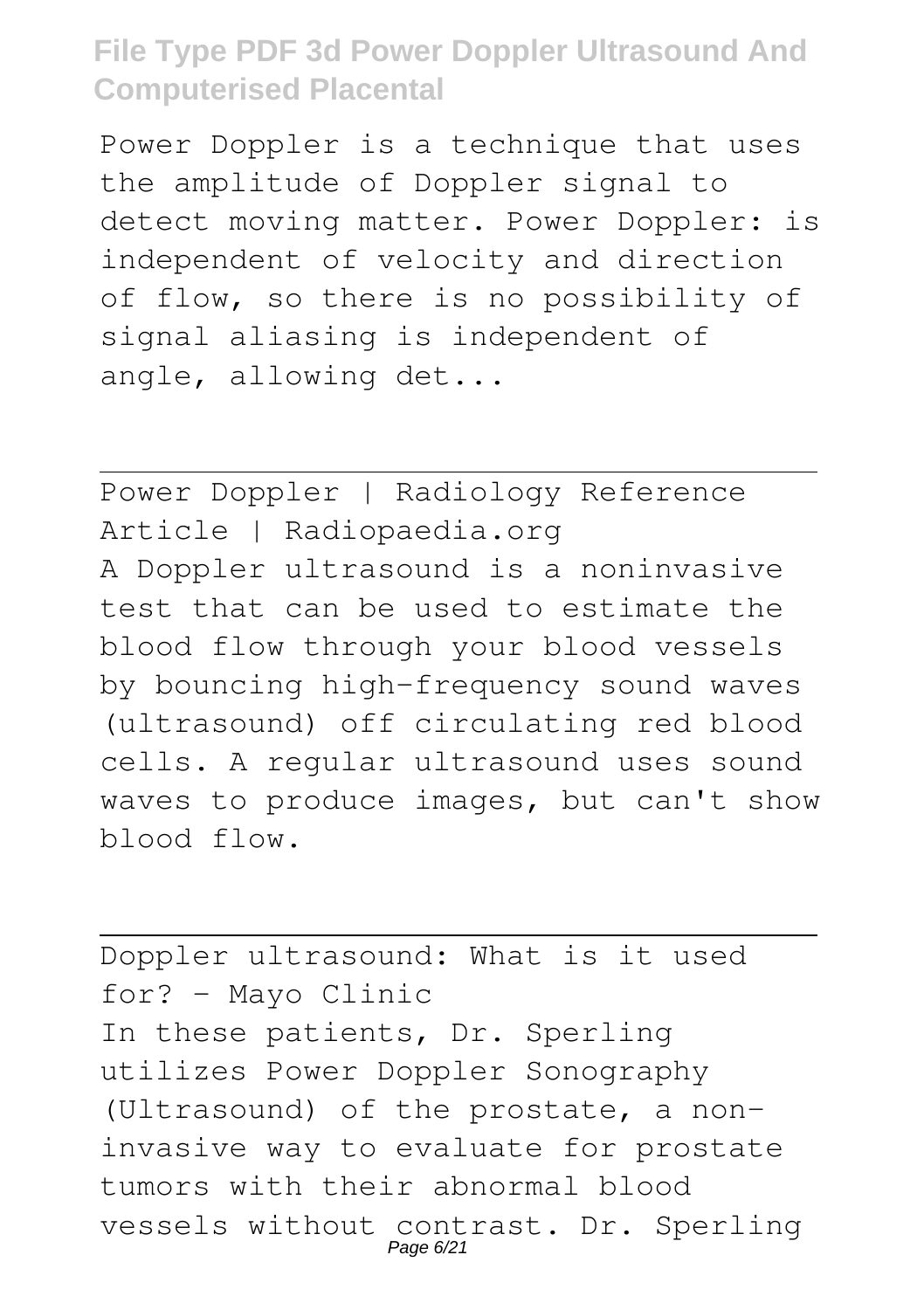Power Doppler is a technique that uses the amplitude of Doppler signal to detect moving matter. Power Doppler: is independent of velocity and direction of flow, so there is no possibility of signal aliasing is independent of angle, allowing det...

---

Power Doppler | Radiology Reference Article | Radiopaedia.org

A Doppler ultrasound is a noninvasive test that can be used to estimate the blood flow through your blood vessels by bouncing high-frequency sound waves (ultrasound) off circulating red blood cells. A regular ultrasound uses sound waves to produce images, but can't show blood flow.

---

Doppler ultrasound: What is it used for? - Mayo Clinic

In these patients, Dr. Sperling utilizes Power Doppler Sonography (Ultrasound) of the prostate, a non-invasive way to evaluate for prostate tumors with their abnormal blood vessels without contrast. Dr. Sperling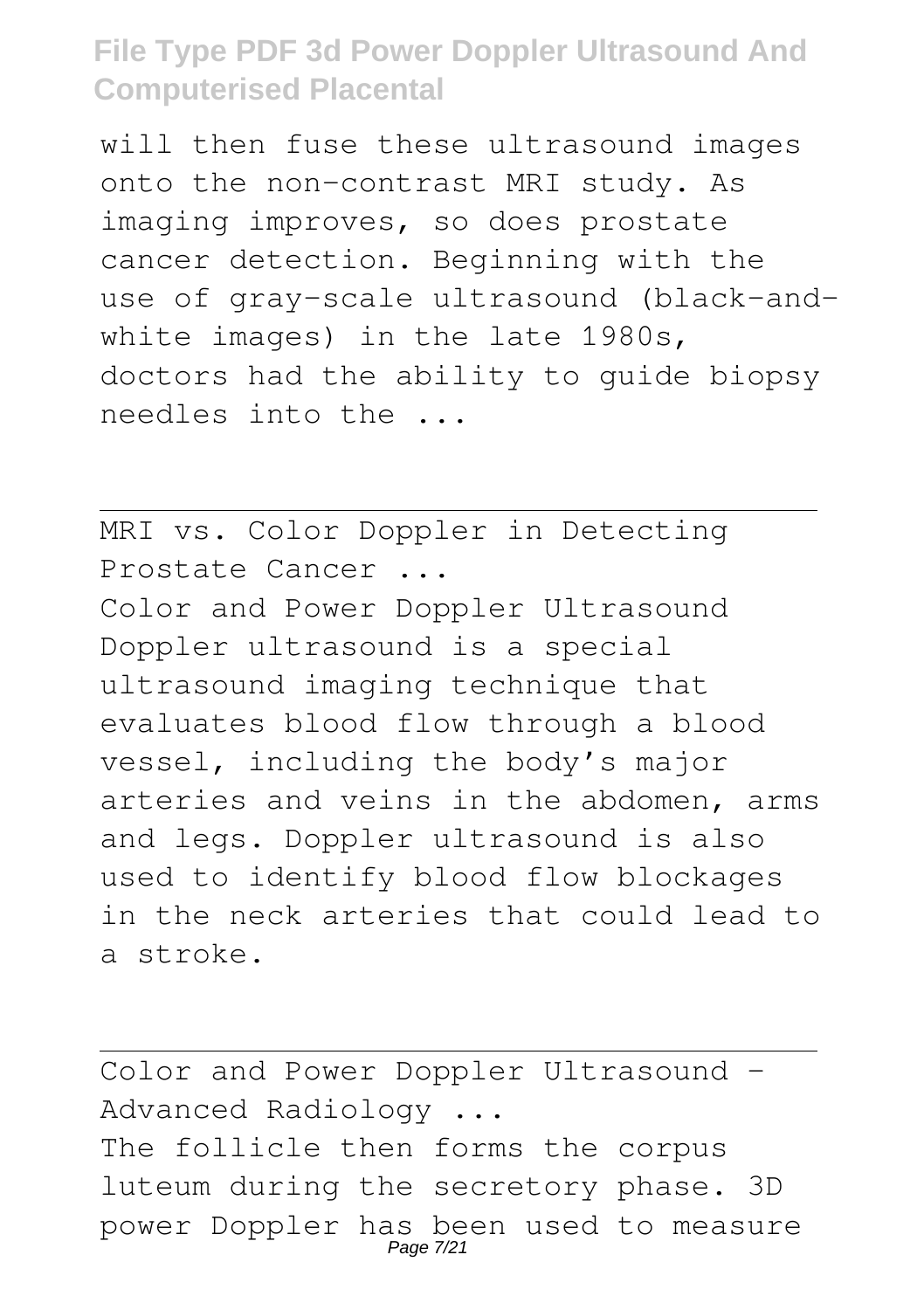will then fuse these ultrasound images onto the non-contrast MRI study. As imaging improves, so does prostate cancer detection. Beginning with the use of gray-scale ultrasound (black-and-white images) in the late 1980s, doctors had the ability to guide biopsy needles into the ...

---

MRI vs. Color Doppler in Detecting Prostate Cancer ...

Color and Power Doppler Ultrasound Doppler ultrasound is a special ultrasound imaging technique that evaluates blood flow through a blood vessel, including the body’s major arteries and veins in the abdomen, arms and legs. Doppler ultrasound is also used to identify blood flow blockages in the neck arteries that could lead to a stroke.

---

Color and Power Doppler Ultrasound - Advanced Radiology ...

The follicle then forms the corpus luteum during the secretory phase. 3D power Doppler has been used to measure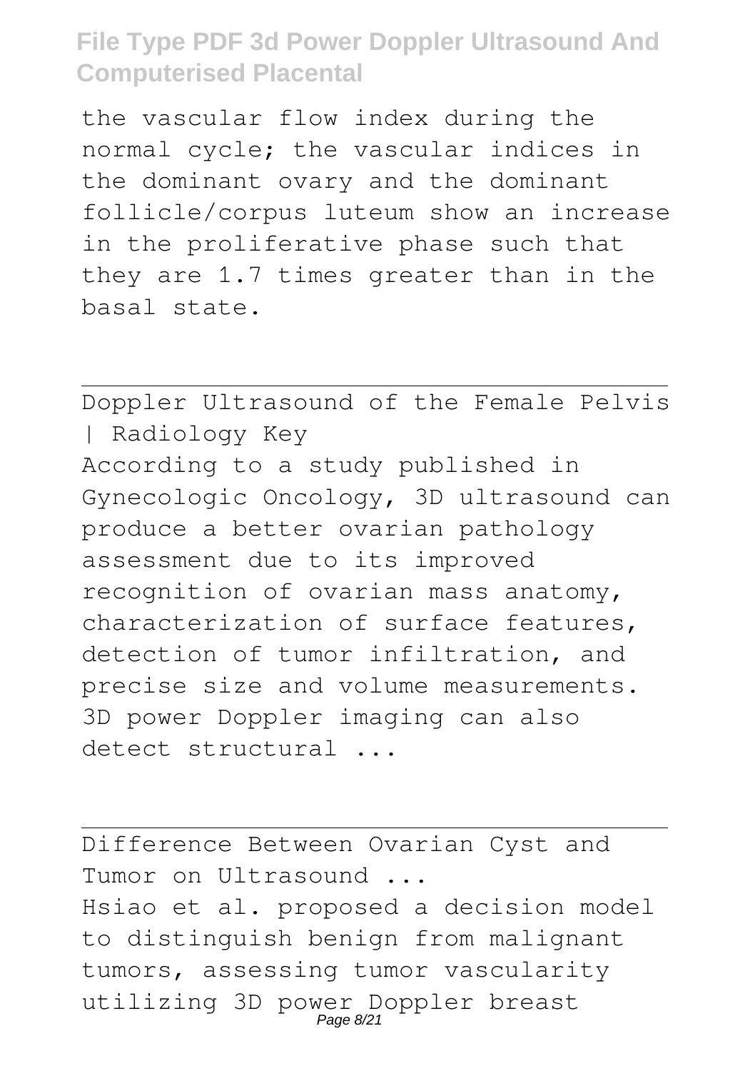the vascular flow index during the normal cycle; the vascular indices in the dominant ovary and the dominant follicle/corpus luteum show an increase in the proliferative phase such that they are 1.7 times greater than in the basal state.

---

Doppler Ultrasound of the Female Pelvis | Radiology Key

According to a study published in Gynecologic Oncology, 3D ultrasound can produce a better ovarian pathology assessment due to its improved recognition of ovarian mass anatomy, characterization of surface features, detection of tumor infiltration, and precise size and volume measurements. 3D power Doppler imaging can also detect structural ...

---

Difference Between Ovarian Cyst and Tumor on Ultrasound ...

Hsiao et al. proposed a decision model to distinguish benign from malignant tumors, assessing tumor vascularity utilizing 3D power Doppler breast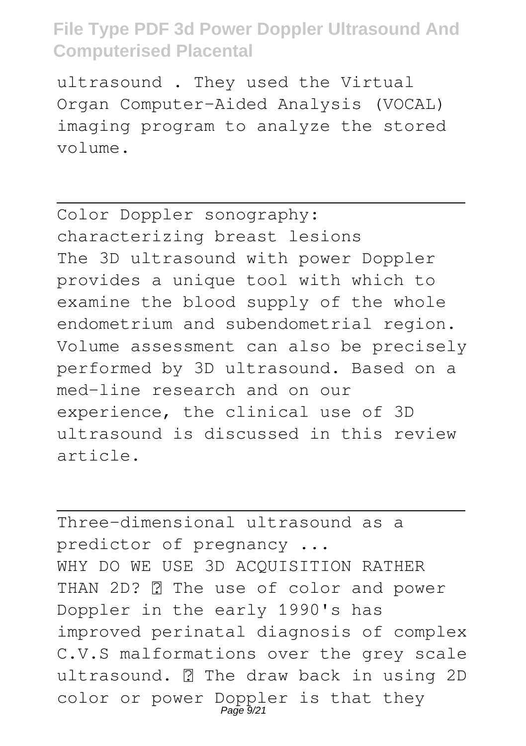ultrasound . They used the Virtual Organ Computer-Aided Analysis (VOCAL) imaging program to analyze the stored volume.

---

Color Doppler sonography: characterizing breast lesions

The 3D ultrasound with power Doppler provides a unique tool with which to examine the blood supply of the whole endometrium and subendometrial region. Volume assessment can also be precisely performed by 3D ultrasound. Based on a med-line research and on our experience, the clinical use of 3D ultrasound is discussed in this review article.

---

Three-dimensional ultrasound as a predictor of pregnancy ...

WHY DO WE USE 3D ACQUISITION RATHER THAN 2D?  The use of color and power Doppler in the early 1990's has improved perinatal diagnosis of complex C.V.S malformations over the grey scale ultrasound.  The draw back in using 2D color or power Doppler is that they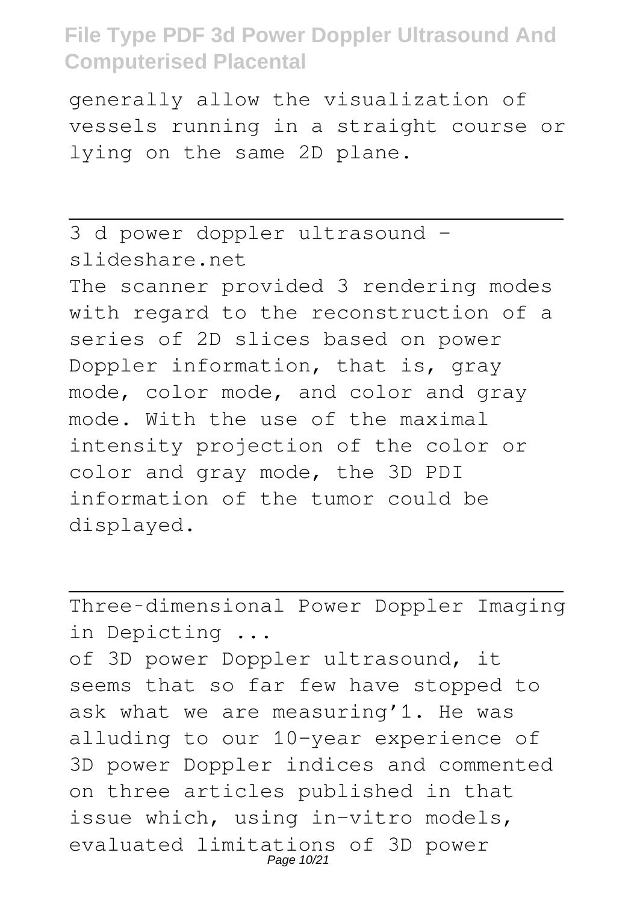generally allow the visualization of vessels running in a straight course or lying on the same 2D plane.

---

3 d power doppler ultrasound - slideshare.net

The scanner provided 3 rendering modes with regard to the reconstruction of a series of 2D slices based on power Doppler information, that is, gray mode, color mode, and color and gray mode. With the use of the maximal intensity projection of the color or color and gray mode, the 3D PDI information of the tumor could be displayed.

---

Three-dimensional Power Doppler Imaging in Depicting ...

of 3D power Doppler ultrasound, it seems that so far few have stopped to ask what we are measuring'1. He was alluding to our 10-year experience of 3D power Doppler indices and commented on three articles published in that issue which, using in-vitro models, evaluated limitations of 3D power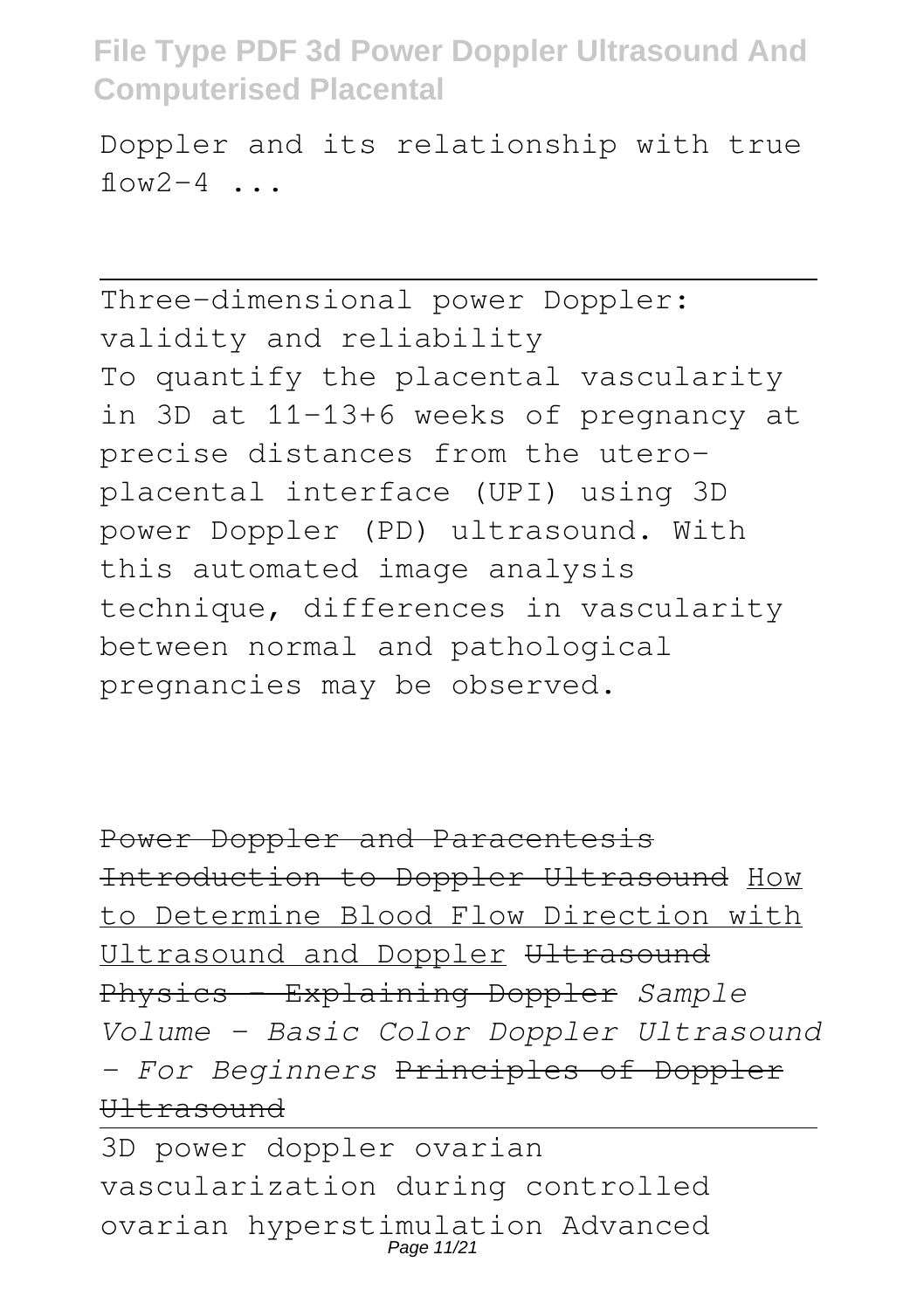Doppler and its relationship with true flow2-4 ...

---

Three-dimensional power Doppler: validity and reliability
To quantify the placental vascularity in 3D at 11-13+6 weeks of pregnancy at precise distances from the utero-placental interface (UPI) using 3D power Doppler (PD) ultrasound. With this automated image analysis technique, differences in vascularity between normal and pathological pregnancies may be observed.

~~Power Doppler and Paracentesis~~ ~~Introduction to Doppler Ultrasound~~ How to Determine Blood Flow Direction with Ultrasound and Doppler ~~Ultrasound Physics - Explaining Doppler~~ *Sample Volume - Basic Color Doppler Ultrasound - For Beginners* ~~Principles of Doppler Ultrasound~~

---

3D power doppler ovarian vascularization during controlled ovarian hyperstimulation Advanced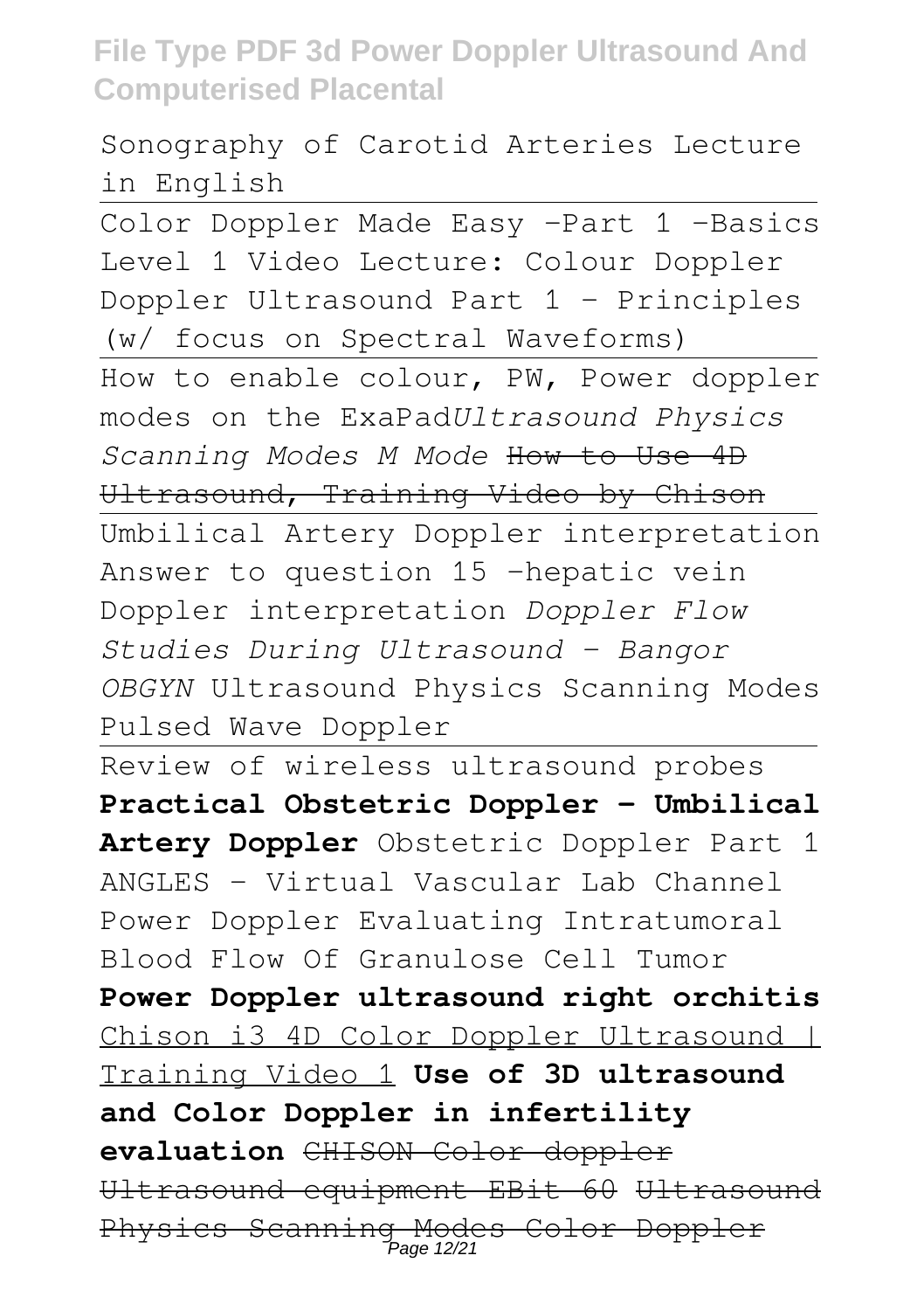Sonography of Carotid Arteries Lecture in English

Color Doppler Made Easy -Part 1 -Basics Level 1 Video Lecture: Colour Doppler Doppler Ultrasound Part 1 - Principles (w/ focus on Spectral Waveforms)

How to enable colour, PW, Power doppler modes on the ExaPad *Ultrasound Physics Scanning Modes M Mode* ~~How to Use 4D Ultrasound, Training Video by Chison~~

Umbilical Artery Doppler interpretation Answer to question 15 -hepatic vein Doppler interpretation *Doppler Flow Studies During Ultrasound - Bangor OBGYN* Ultrasound Physics Scanning Modes Pulsed Wave Doppler

Review of wireless ultrasound probes **Practical Obstetric Doppler - Umbilical Artery Doppler** Obstetric Doppler Part 1 ANGLES - Virtual Vascular Lab Channel Power Doppler Evaluating Intratumoral Blood Flow Of Granulose Cell Tumor **Power Doppler ultrasound right orchitis** Chison i3 4D Color Doppler Ultrasound | Training Video 1 **Use of 3D ultrasound and Color Doppler in infertility evaluation** ~~CHISON Color doppler Ultrasound equipment EBit 60~~ ~~Ultrasound Physics Scanning Modes Color Doppler~~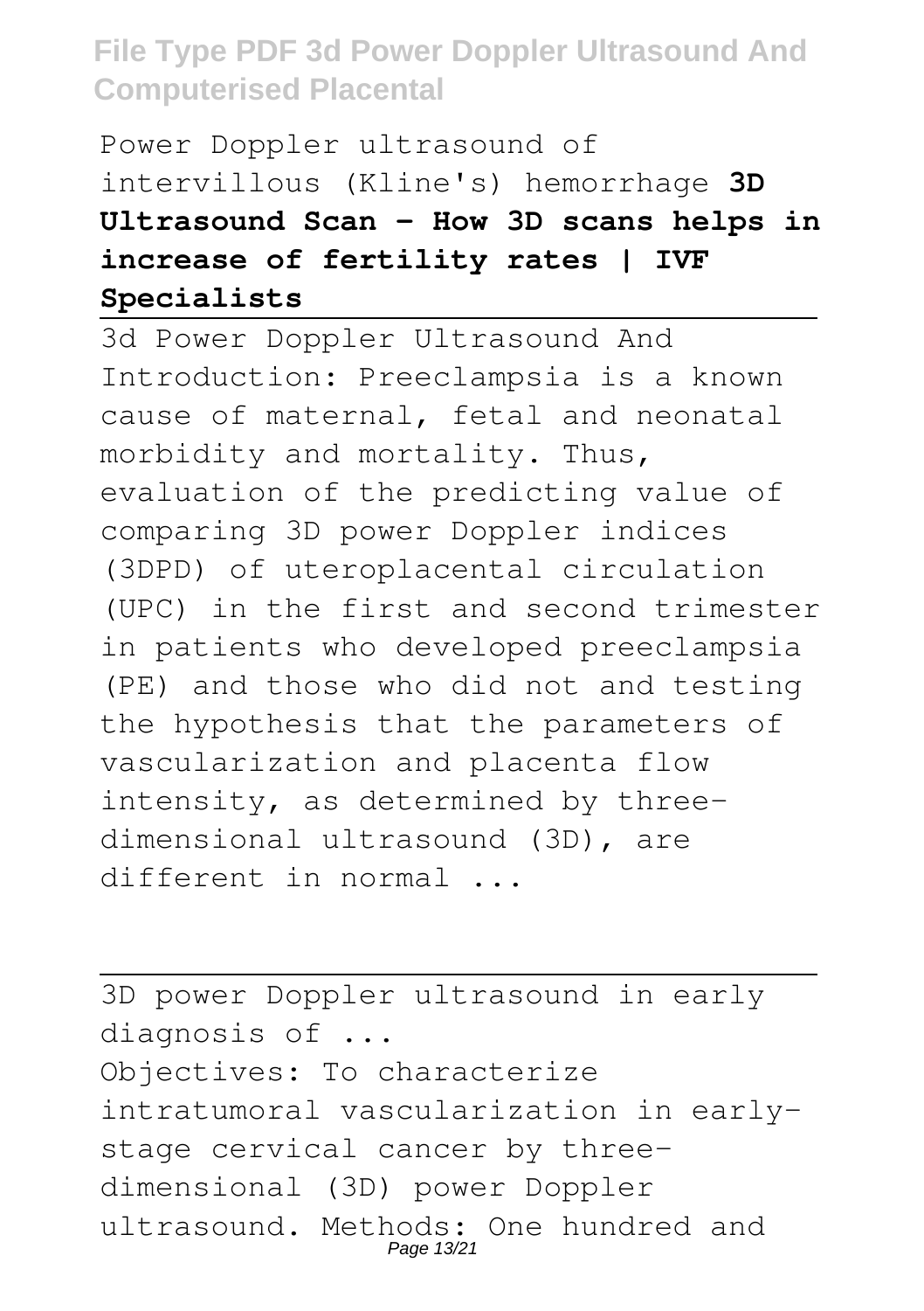Power Doppler ultrasound of intervillous (Kline's) hemorrhage **3D Ultrasound Scan - How 3D scans helps in increase of fertility rates | IVF Specialists**

---

3d Power Doppler Ultrasound And
Introduction: Preeclampsia is a known cause of maternal, fetal and neonatal morbidity and mortality. Thus, evaluation of the predicting value of comparing 3D power Doppler indices (3DPD) of uteroplacental circulation (UPC) in the first and second trimester in patients who developed preeclampsia (PE) and those who did not and testing the hypothesis that the parameters of vascularization and placenta flow intensity, as determined by three-dimensional ultrasound (3D), are different in normal ...

---

3D power Doppler ultrasound in early diagnosis of ...
Objectives: To characterize intratumoral vascularization in early-stage cervical cancer by three-dimensional (3D) power Doppler ultrasound. Methods: One hundred and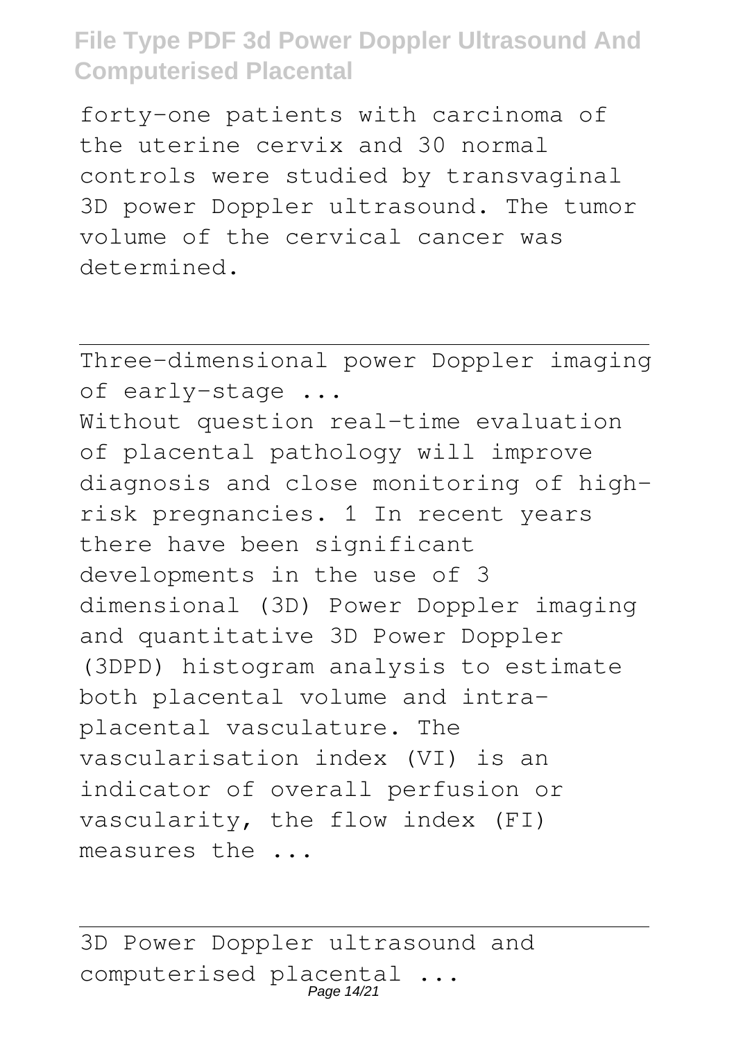forty-one patients with carcinoma of the uterine cervix and 30 normal controls were studied by transvaginal 3D power Doppler ultrasound. The tumor volume of the cervical cancer was determined.

Three-dimensional power Doppler imaging of early-stage ...

Without question real-time evaluation of placental pathology will improve diagnosis and close monitoring of high-risk pregnancies. 1 In recent years there have been significant developments in the use of 3 dimensional (3D) Power Doppler imaging and quantitative 3D Power Doppler (3DPD) histogram analysis to estimate both placental volume and intra-placental vasculature. The vascularisation index (VI) is an indicator of overall perfusion or vascularity, the flow index (FI) measures the ...

3D Power Doppler ultrasound and computerised placental ...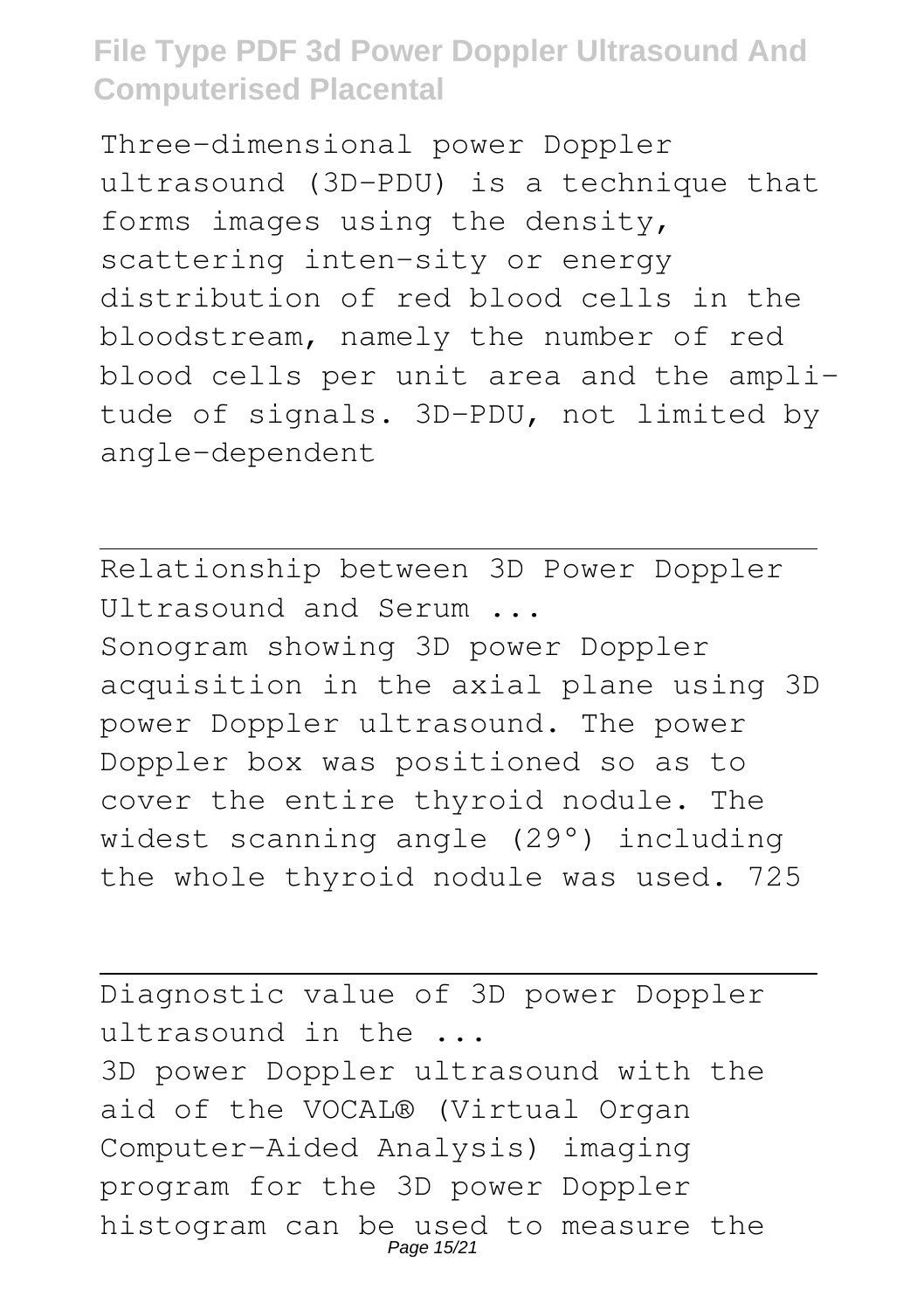Three-dimensional power Doppler ultrasound (3D-PDU) is a technique that forms images using the density, scattering inten-sity or energy distribution of red blood cells in the bloodstream, namely the number of red blood cells per unit area and the ampli-tude of signals. 3D-PDU, not limited by angle-dependent

---

Relationship between 3D Power Doppler Ultrasound and Serum ...

Sonogram showing 3D power Doppler acquisition in the axial plane using 3D power Doppler ultrasound. The power Doppler box was positioned so as to cover the entire thyroid nodule. The widest scanning angle (29°) including the whole thyroid nodule was used. 725

---

Diagnostic value of 3D power Doppler ultrasound in the ...

3D power Doppler ultrasound with the aid of the VOCAL® (Virtual Organ Computer-Aided Analysis) imaging program for the 3D power Doppler histogram can be used to measure the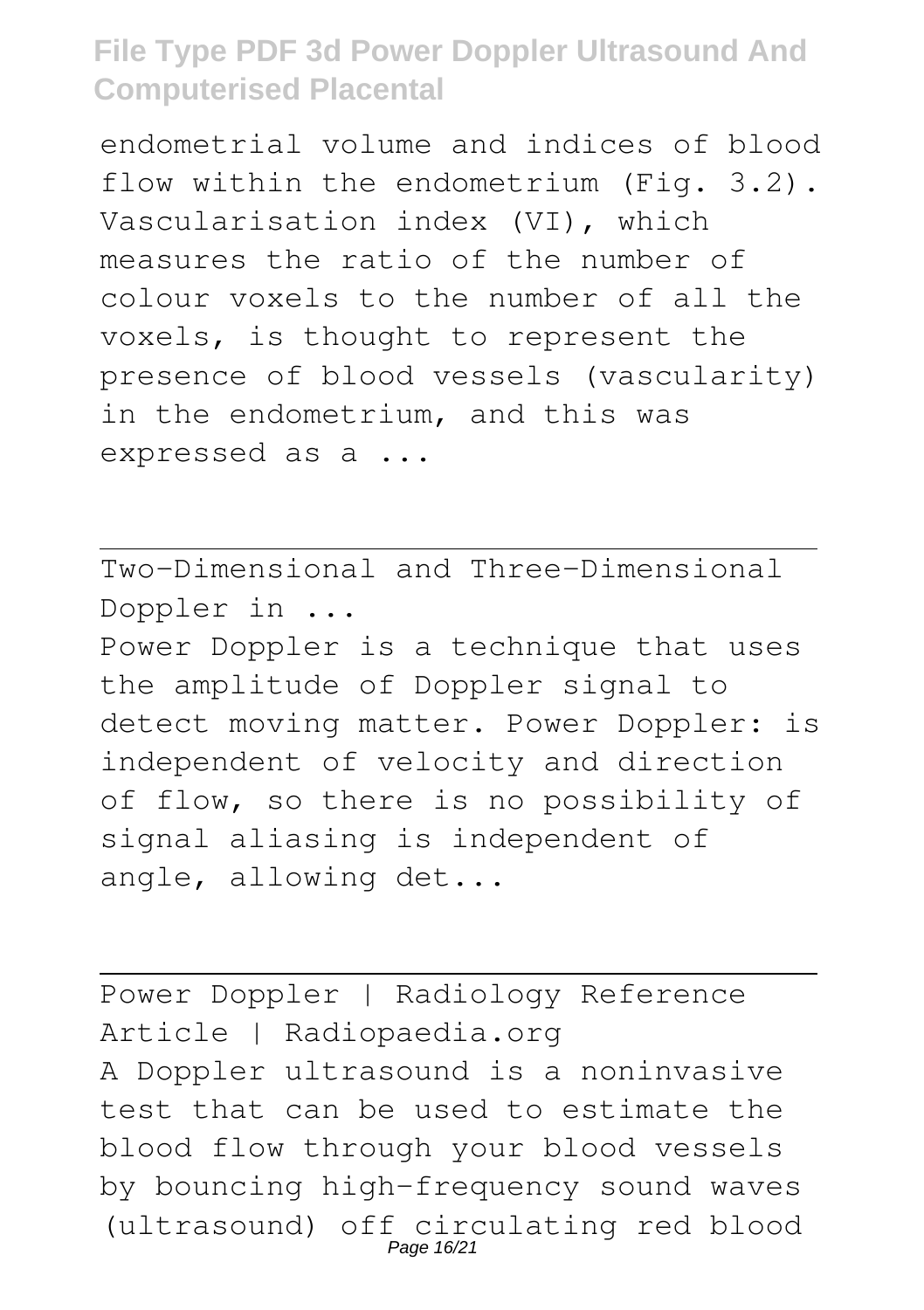endometrial volume and indices of blood flow within the endometrium (Fig. 3.2). Vascularisation index (VI), which measures the ratio of the number of colour voxels to the number of all the voxels, is thought to represent the presence of blood vessels (vascularity) in the endometrium, and this was expressed as a ...

Two-Dimensional and Three-Dimensional Doppler in ...

Power Doppler is a technique that uses the amplitude of Doppler signal to detect moving matter. Power Doppler: is independent of velocity and direction of flow, so there is no possibility of signal aliasing is independent of angle, allowing det...

Power Doppler | Radiology Reference Article | Radiopaedia.org

A Doppler ultrasound is a noninvasive test that can be used to estimate the blood flow through your blood vessels by bouncing high-frequency sound waves (ultrasound) off circulating red blood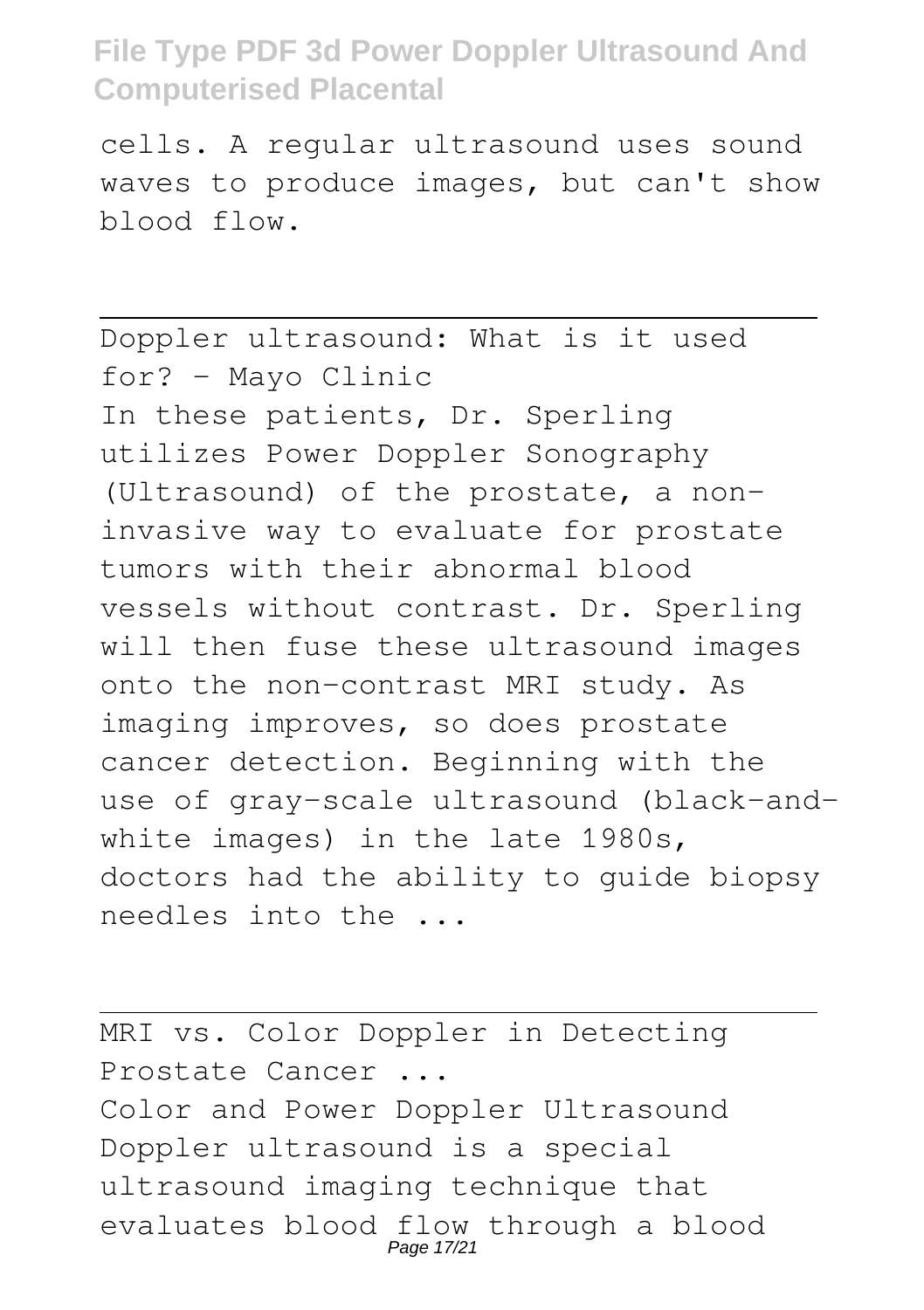cells. A regular ultrasound uses sound waves to produce images, but can't show blood flow.

Doppler ultrasound: What is it used for? - Mayo Clinic

In these patients, Dr. Sperling utilizes Power Doppler Sonography (Ultrasound) of the prostate, a non-invasive way to evaluate for prostate tumors with their abnormal blood vessels without contrast. Dr. Sperling will then fuse these ultrasound images onto the non-contrast MRI study. As imaging improves, so does prostate cancer detection. Beginning with the use of gray-scale ultrasound (black-and-white images) in the late 1980s, doctors had the ability to guide biopsy needles into the ...

MRI vs. Color Doppler in Detecting Prostate Cancer ...

Color and Power Doppler Ultrasound Doppler ultrasound is a special ultrasound imaging technique that evaluates blood flow through a blood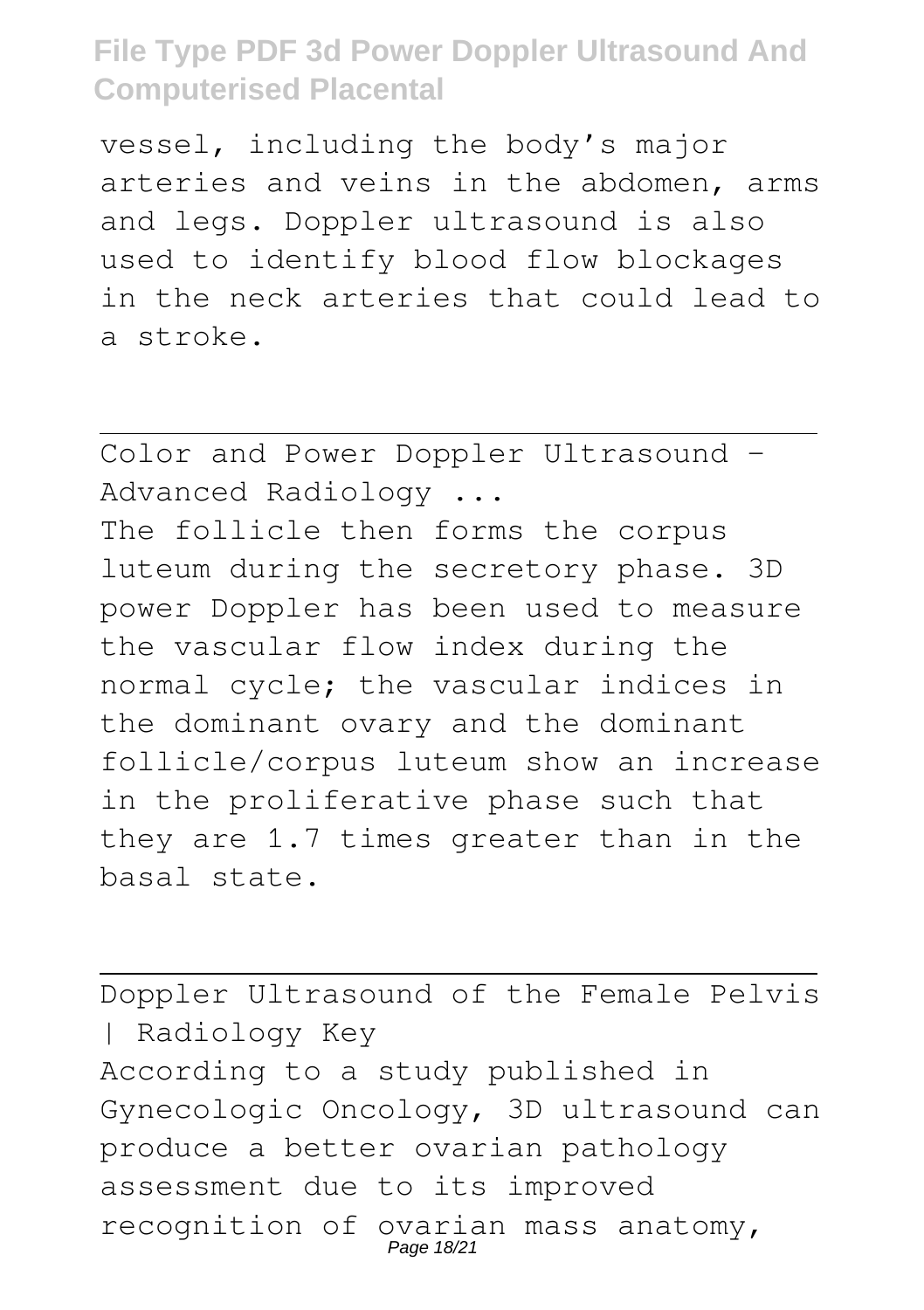vessel, including the body's major arteries and veins in the abdomen, arms and legs. Doppler ultrasound is also used to identify blood flow blockages in the neck arteries that could lead to a stroke.

---

Color and Power Doppler Ultrasound - Advanced Radiology ...

The follicle then forms the corpus luteum during the secretory phase. 3D power Doppler has been used to measure the vascular flow index during the normal cycle; the vascular indices in the dominant ovary and the dominant follicle/corpus luteum show an increase in the proliferative phase such that they are 1.7 times greater than in the basal state.

---

Doppler Ultrasound of the Female Pelvis | Radiology Key

According to a study published in Gynecologic Oncology, 3D ultrasound can produce a better ovarian pathology assessment due to its improved recognition of ovarian mass anatomy,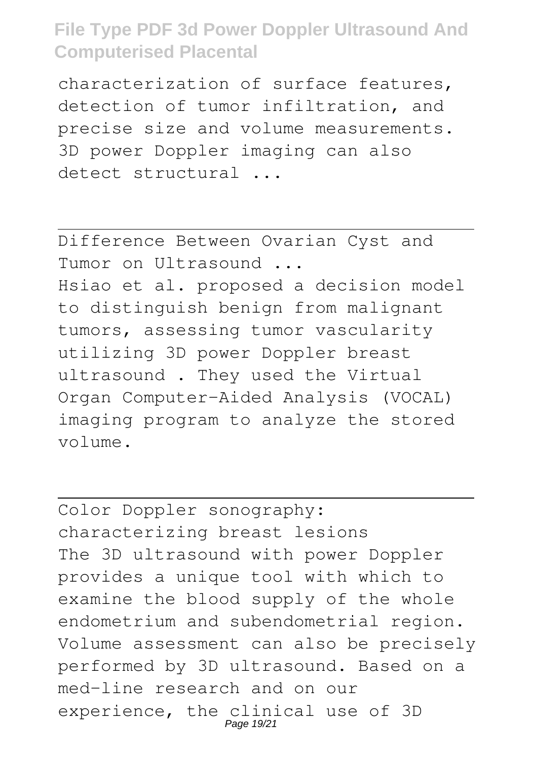characterization of surface features, detection of tumor infiltration, and precise size and volume measurements. 3D power Doppler imaging can also detect structural ...

---

Difference Between Ovarian Cyst and Tumor on Ultrasound ...

Hsiao et al. proposed a decision model to distinguish benign from malignant tumors, assessing tumor vascularity utilizing 3D power Doppler breast ultrasound . They used the Virtual Organ Computer-Aided Analysis (VOCAL) imaging program to analyze the stored volume.

---

Color Doppler sonography: characterizing breast lesions

The 3D ultrasound with power Doppler provides a unique tool with which to examine the blood supply of the whole endometrium and subendometrial region. Volume assessment can also be precisely performed by 3D ultrasound. Based on a med-line research and on our experience, the clinical use of 3D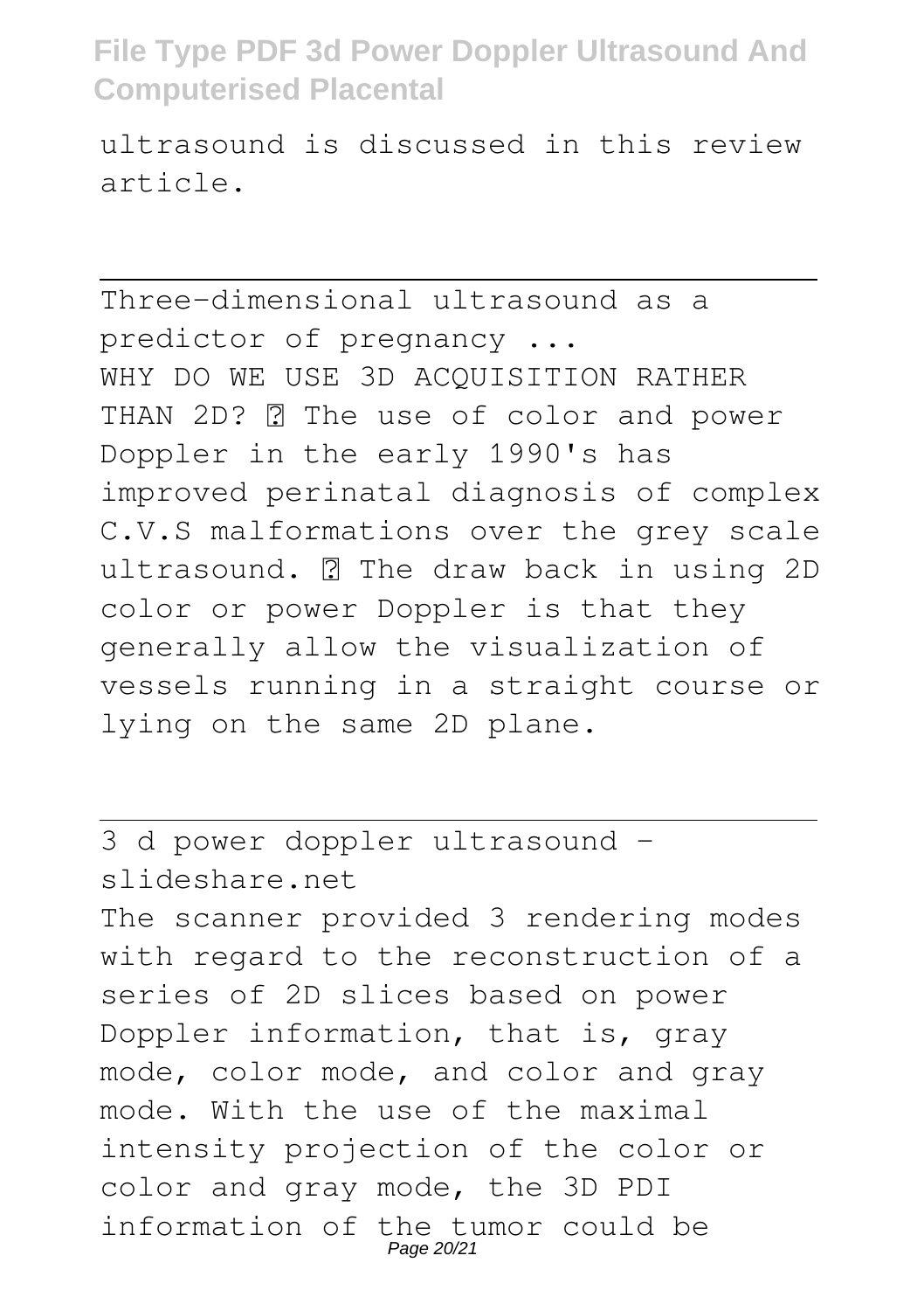ultrasound is discussed in this review article.

---

Three-dimensional ultrasound as a predictor of pregnancy ...
WHY DO WE USE 3D ACQUISITION RATHER THAN 2D?  The use of color and power Doppler in the early 1990's has improved perinatal diagnosis of complex C.V.S malformations over the grey scale ultrasound.  The draw back in using 2D color or power Doppler is that they generally allow the visualization of vessels running in a straight course or lying on the same 2D plane.

---

3 d power doppler ultrasound - slideshare.net
The scanner provided 3 rendering modes with regard to the reconstruction of a series of 2D slices based on power Doppler information, that is, gray mode, color mode, and color and gray mode. With the use of the maximal intensity projection of the color or color and gray mode, the 3D PDI information of the tumor could be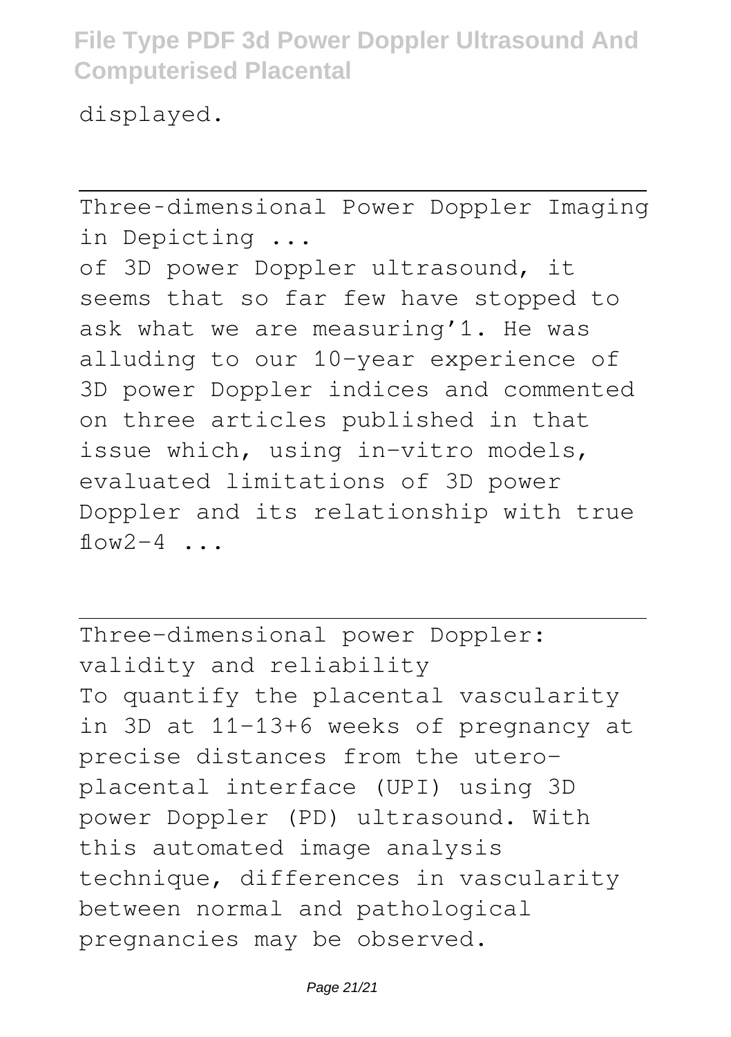displayed.

---

Three-dimensional Power Doppler Imaging in Depicting ...

of 3D power Doppler ultrasound, it seems that so far few have stopped to ask what we are measuring'1. He was alluding to our 10-year experience of 3D power Doppler indices and commented on three articles published in that issue which, using in-vitro models, evaluated limitations of 3D power Doppler and its relationship with true flow2–4 ...

---

Three-dimensional power Doppler: validity and reliability

To quantify the placental vascularity in 3D at 11-13+6 weeks of pregnancy at precise distances from the utero-placental interface (UPI) using 3D power Doppler (PD) ultrasound. With this automated image analysis technique, differences in vascularity between normal and pathological pregnancies may be observed.